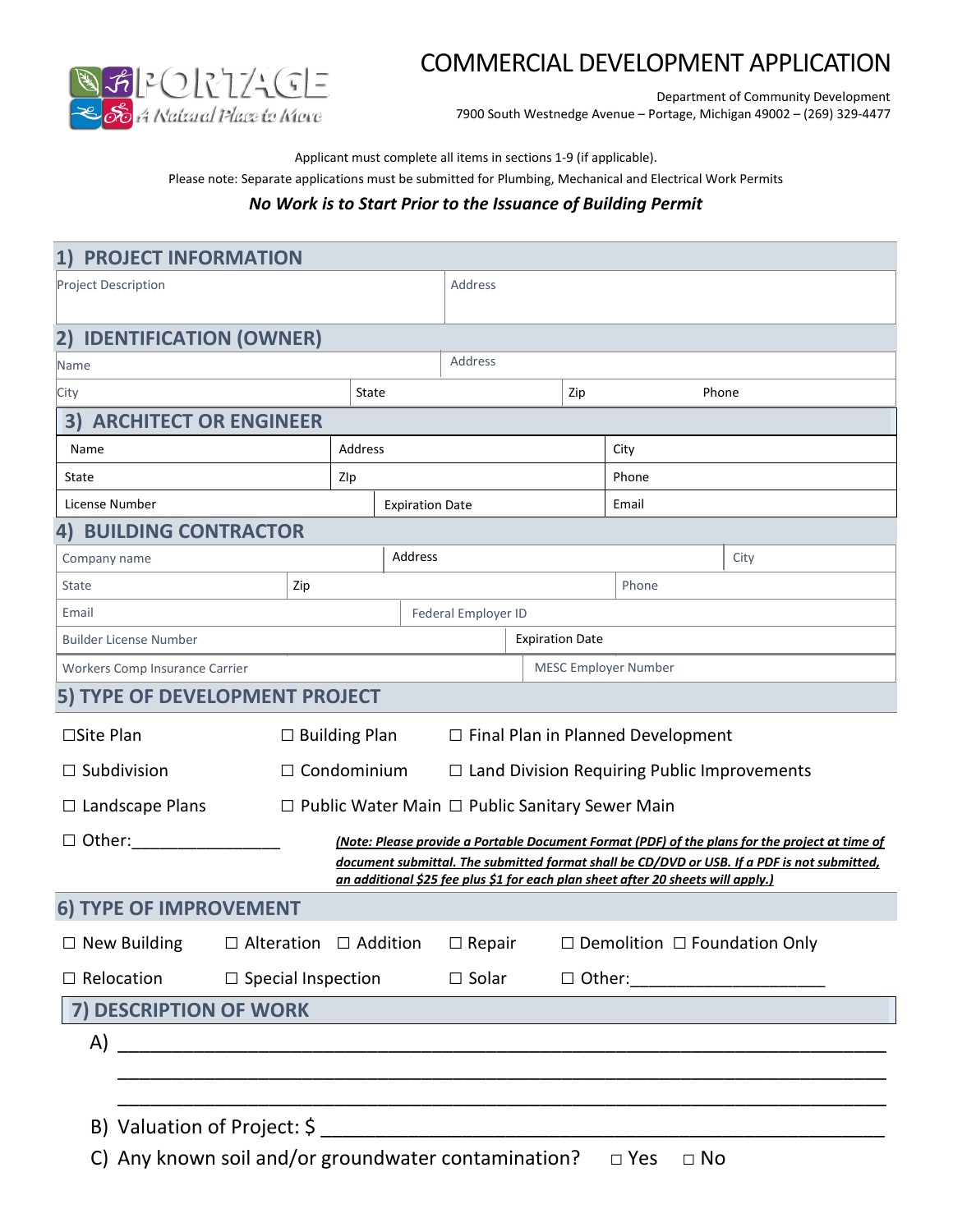PORTAGE
A Natural Place to Move

# COMMERCIAL DEVELOPMENT APPLICATION

Department of Community Development
7900 South Westnedge Avenue – Portage, Michigan 49002 – (269) 329-4477

Applicant must complete all items in sections 1-9 (if applicable).

Please note: Separate applications must be submitted for Plumbing, Mechanical and Electrical Work Permits

***No Work is to Start Prior to the Issuance of Building Permit***

## 1) PROJECT INFORMATION

| Project Description | Address |
|---|---|
| | |

## 2) IDENTIFICATION (OWNER)

| Name | | Address | |
|---|---|---|---|
| City | State | Zip | Phone |

## 3) ARCHITECT OR ENGINEER

| Name | Address | City |
|---|---|---|
| State | ZIp | Phone |
| License Number | Expiration Date | Email |

## 4) BUILDING CONTRACTOR

| Company name | Address | City |
|---|---|---|
| State | Zip | Phone |
| Email | Federal Employer ID | |
| Builder License Number | Expiration Date | |
| Workers Comp Insurance Carrier | MESC Employer Number | |

## 5) TYPE OF DEVELOPMENT PROJECT

☐Site Plan ☐ Building Plan ☐ Final Plan in Planned Development

☐ Subdivision ☐ Condominium ☐ Land Division Requiring Public Improvements

☐ Landscape Plans ☐ Public Water Main ☐ Public Sanitary Sewer Main

☐ Other:________________

***(Note: Please provide a Portable Document Format (PDF) of the plans for the project at time of document submittal. The submitted format shall be CD/DVD or USB. If a PDF is not submitted, an additional $25 fee plus $1 for each plan sheet after 20 sheets will apply.)***

## 6) TYPE OF IMPROVEMENT

☐ New Building ☐ Alteration ☐ Addition ☐ Repair ☐ Demolition ☐ Foundation Only

☐ Relocation ☐ Special Inspection ☐ Solar ☐ Other:____________________

## 7) DESCRIPTION OF WORK

A) ______________________________________________________________________

______________________________________________________________________

______________________________________________________________________

B) Valuation of Project: $ ________________________________________________

C) Any known soil and/or groundwater contamination? □ Yes □ No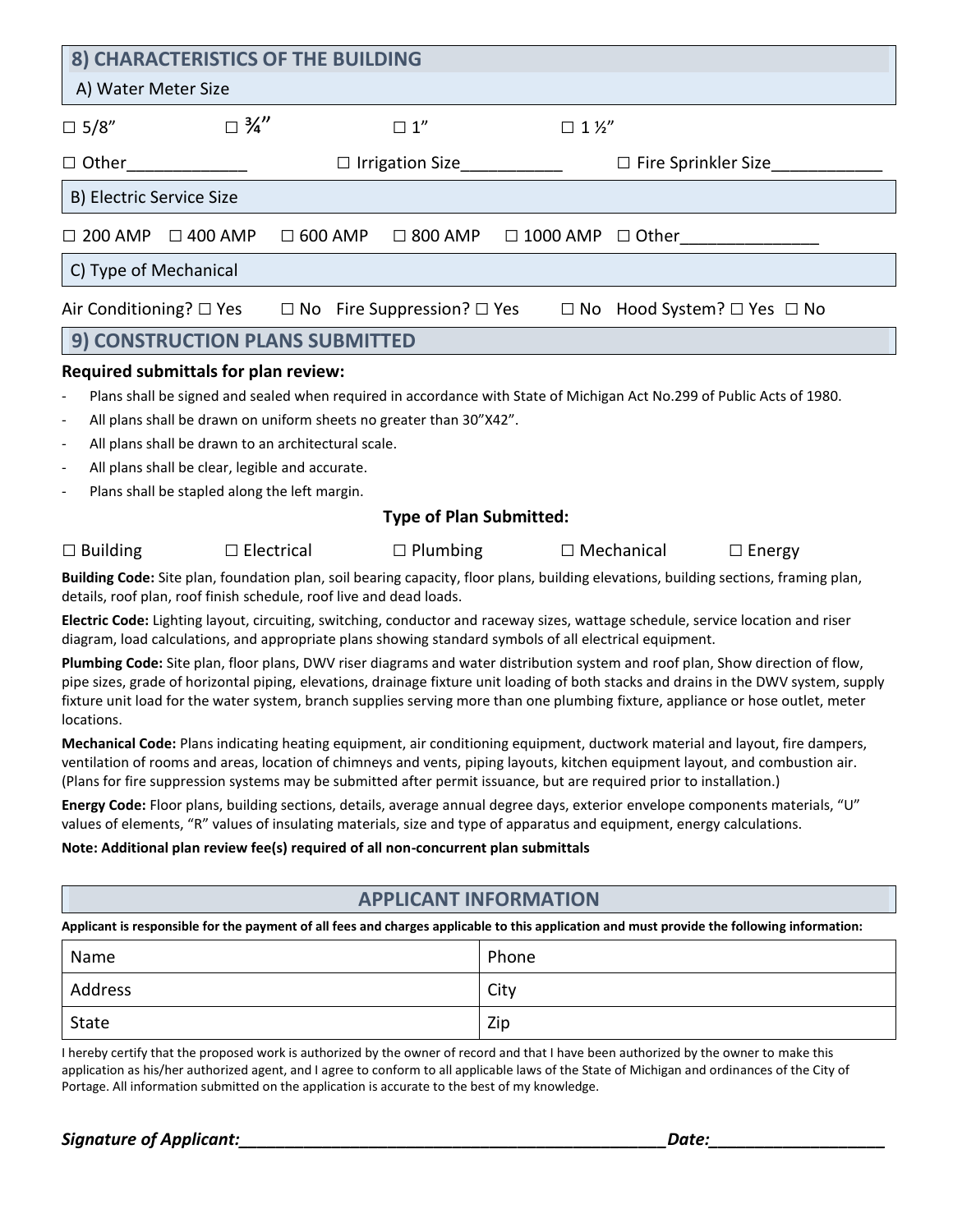## 8) CHARACTERISTICS OF THE BUILDING

### A) Water Meter Size

☐ 5/8"  ☐ ¾"  ☐ 1"  ☐ 1 ½"

☐ Other____________  ☐ Irrigation Size__________  ☐ Fire Sprinkler Size___________

### B) Electric Service Size

☐ 200 AMP  ☐ 400 AMP  ☐ 600 AMP  ☐ 800 AMP  ☐ 1000 AMP  ☐ Other______________

### C) Type of Mechanical

Air Conditioning? ☐ Yes  ☐ No  Fire Suppression? ☐ Yes  ☐ No  Hood System? ☐ Yes  ☐ No

## 9) CONSTRUCTION PLANS SUBMITTED

**Required submittals for plan review:**

- Plans shall be signed and sealed when required in accordance with State of Michigan Act No.299 of Public Acts of 1980.
- All plans shall be drawn on uniform sheets no greater than 30"X42".
- All plans shall be drawn to an architectural scale.
- All plans shall be clear, legible and accurate.
- Plans shall be stapled along the left margin.

**Type of Plan Submitted:**

☐ Building  ☐ Electrical  ☐ Plumbing  ☐ Mechanical  ☐ Energy

**Building Code:** Site plan, foundation plan, soil bearing capacity, floor plans, building elevations, building sections, framing plan, details, roof plan, roof finish schedule, roof live and dead loads.

**Electric Code:** Lighting layout, circuiting, switching, conductor and raceway sizes, wattage schedule, service location and riser diagram, load calculations, and appropriate plans showing standard symbols of all electrical equipment.

**Plumbing Code:** Site plan, floor plans, DWV riser diagrams and water distribution system and roof plan, Show direction of flow, pipe sizes, grade of horizontal piping, elevations, drainage fixture unit loading of both stacks and drains in the DWV system, supply fixture unit load for the water system, branch supplies serving more than one plumbing fixture, appliance or hose outlet, meter locations.

**Mechanical Code:** Plans indicating heating equipment, air conditioning equipment, ductwork material and layout, fire dampers, ventilation of rooms and areas, location of chimneys and vents, piping layouts, kitchen equipment layout, and combustion air. (Plans for fire suppression systems may be submitted after permit issuance, but are required prior to installation.)

**Energy Code:** Floor plans, building sections, details, average annual degree days, exterior envelope components materials, "U" values of elements, "R" values of insulating materials, size and type of apparatus and equipment, energy calculations.

**Note: Additional plan review fee(s) required of all non-concurrent plan submittals**

## APPLICANT INFORMATION

**Applicant is responsible for the payment of all fees and charges applicable to this application and must provide the following information:**

| Name | Phone |
|---|---|
| Address | City |
| State | Zip |

I hereby certify that the proposed work is authorized by the owner of record and that I have been authorized by the owner to make this application as his/her authorized agent, and I agree to conform to all applicable laws of the State of Michigan and ordinances of the City of Portage. All information submitted on the application is accurate to the best of my knowledge.

***Signature of Applicant:_____________________________________________Date:__________________***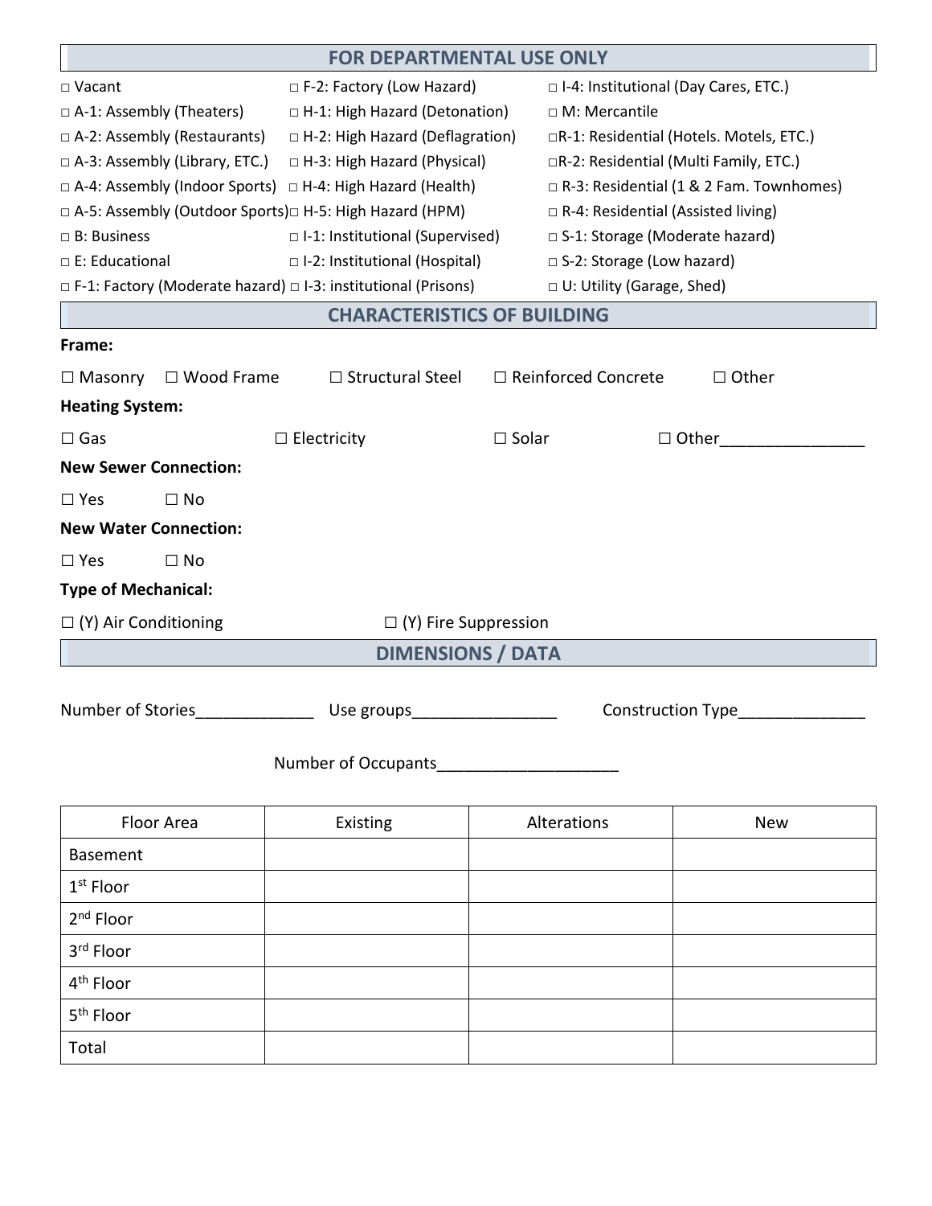## FOR DEPARTMENTAL USE ONLY

□ Vacant
□ A-1: Assembly (Theaters)
□ A-2: Assembly (Restaurants)
□ A-3: Assembly (Library, ETC.)
□ A-4: Assembly (Indoor Sports)
□ A-5: Assembly (Outdoor Sports)
□ B: Business
□ E: Educational
□ F-1: Factory (Moderate hazard)
□ F-2: Factory (Low Hazard)
□ H-1: High Hazard (Detonation)
□ H-2: High Hazard (Deflagration)
□ H-3: High Hazard (Physical)
□ H-4: High Hazard (Health)
□ H-5: High Hazard (HPM)
□ I-1: Institutional (Supervised)
□ I-2: Institutional (Hospital)
□ I-3: institutional (Prisons)
□ I-4: Institutional (Day Cares, ETC.)
□ M: Mercantile
□R-1: Residential (Hotels. Motels, ETC.)
□R-2: Residential (Multi Family, ETC.)
□ R-3: Residential (1 & 2 Fam. Townhomes)
□ R-4: Residential (Assisted living)
□ S-1: Storage (Moderate hazard)
□ S-2: Storage (Low hazard)
□ U: Utility (Garage, Shed)

## CHARACTERISTICS OF BUILDING

**Frame:**

☐ Masonry ☐ Wood Frame ☐ Structural Steel ☐ Reinforced Concrete ☐ Other

**Heating System:**

☐ Gas ☐ Electricity ☐ Solar ☐ Other________________

**New Sewer Connection:**

☐ Yes ☐ No

**New Water Connection:**

☐ Yes ☐ No

**Type of Mechanical:**

☐ (Y) Air Conditioning ☐ (Y) Fire Suppression

## DIMENSIONS / DATA

Number of Stories_____________ Use groups________________ Construction Type______________

Number of Occupants____________________

| Floor Area | Existing | Alterations | New |
|---|---|---|---|
| Basement | | | |
| 1st Floor | | | |
| 2nd Floor | | | |
| 3rd Floor | | | |
| 4th Floor | | | |
| 5th Floor | | | |
| Total | | | |